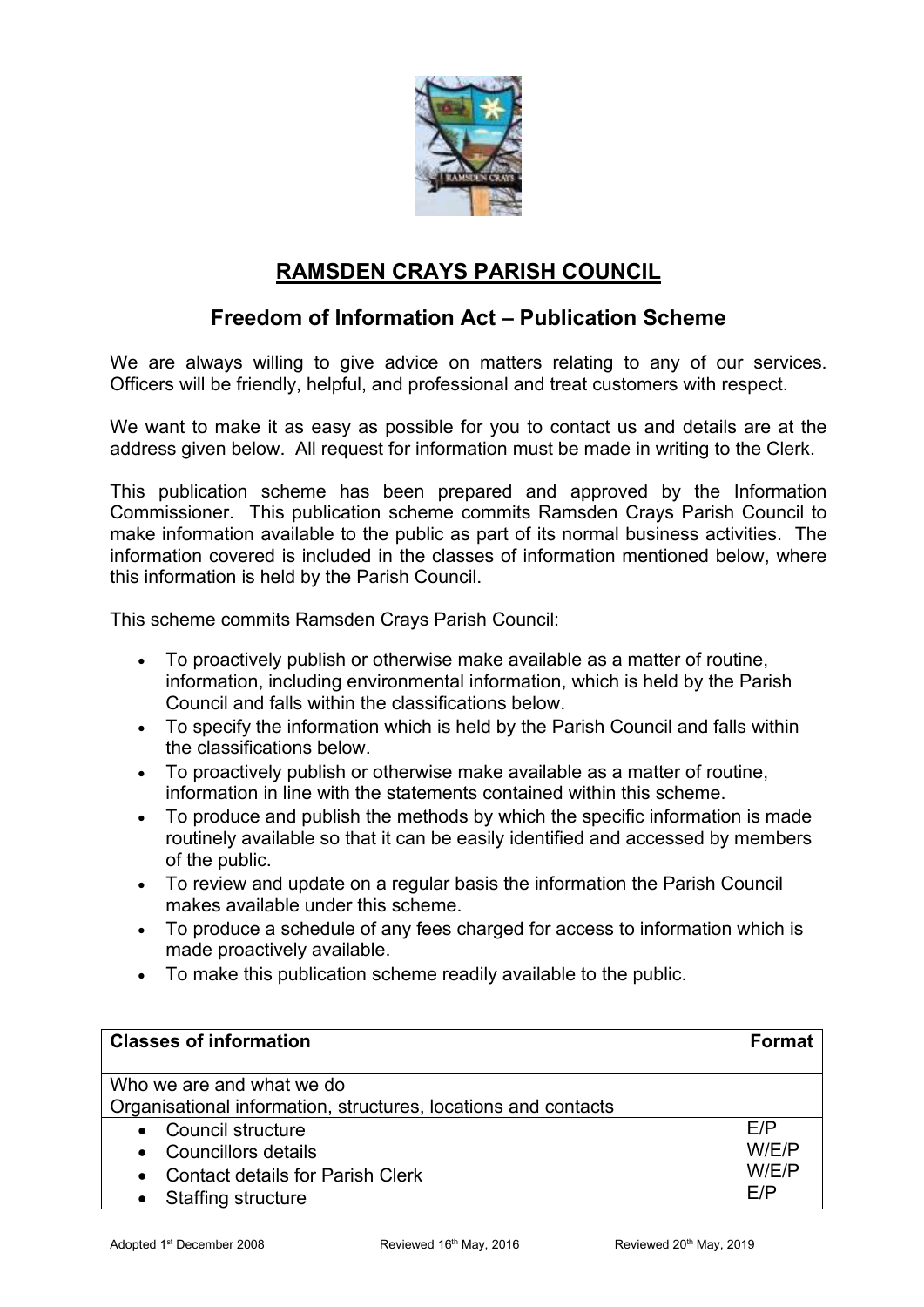# RAMSDEN CRAYS PARISH COUNCIL

## Freedom of Information Act – Publication Scheme

We are always willing to give advice on matters relating to any of our services. Officers will be friendly, helpful, and professional and treat customers with respect.

We want to make it as easy as possible for you to contact us and details are at the address given below. All request for information must be made in writing to the Clerk.

This publication scheme has been prepared and approved by the Information Commissioner. This publication scheme commits Ramsden Crays Parish Council to make information available to the public as part of its normal business activities. The information covered is included in the classes of information mentioned below, where this information is held by the Parish Council.

This scheme commits Ramsden Crays Parish Council:

- To proactively publish or otherwise make available as a matter of routine, information, including environmental information, which is held by the Parish Council and falls within the classifications below.
- To specify the information which is held by the Parish Council and falls within the classifications below.
- To proactively publish or otherwise make available as a matter of routine, information in line with the statements contained within this scheme.
- To produce and publish the methods by which the specific information is made routinely available so that it can be easily identified and accessed by members of the public.
- To review and update on a regular basis the information the Parish Council makes available under this scheme.
- To produce a schedule of any fees charged for access to information which is made proactively available.
- To make this publication scheme readily available to the public.

| **Classes of information** | **Format** |
| --- | --- |
| Who we are and what we do<br>Organisational information, structures, locations and contacts | |
| • Council structure<br>• Councillors details<br>• Contact details for Parish Clerk<br>• Staffing structure | E/P<br>W/E/P<br>W/E/P<br>E/P |

Adopted 1st December 2008 Reviewed 16th May, 2016 Reviewed 20th May, 2019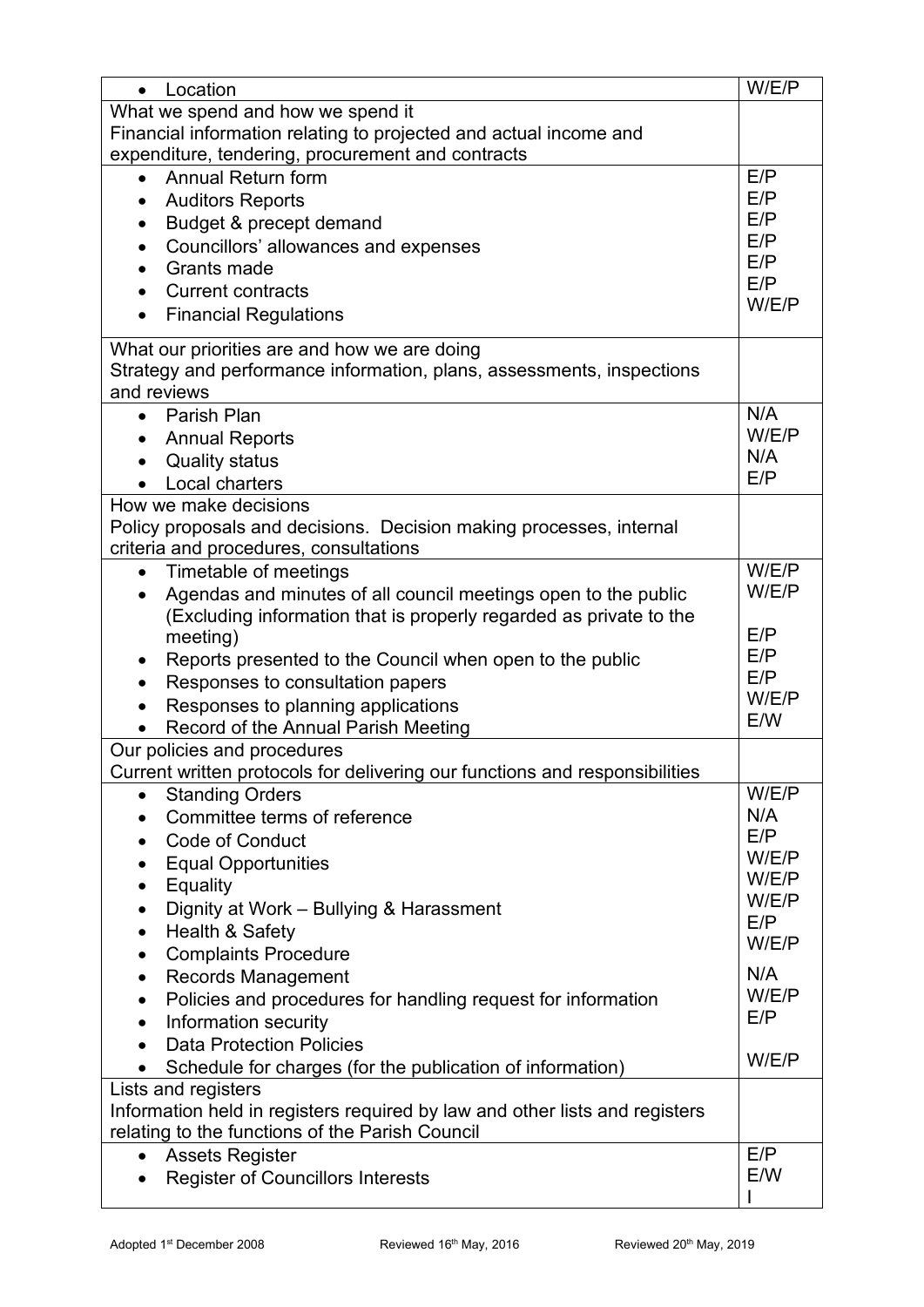| | |
|---|---|
| • Location | W/E/P |
| What we spend and how we spend it<br>Financial information relating to projected and actual income and expenditure, tendering, procurement and contracts | |
| • Annual Return form | E/P |
| • Auditors Reports | E/P |
| • Budget & precept demand | E/P |
| • Councillors' allowances and expenses | E/P |
| • Grants made | E/P |
| • Current contracts | E/P |
| • Financial Regulations | W/E/P |
| What our priorities are and how we are doing<br>Strategy and performance information, plans, assessments, inspections and reviews | |
| • Parish Plan | N/A |
| • Annual Reports | W/E/P |
| • Quality status | N/A |
| • Local charters | E/P |
| How we make decisions<br>Policy proposals and decisions. Decision making processes, internal criteria and procedures, consultations | |
| • Timetable of meetings | W/E/P |
| • Agendas and minutes of all council meetings open to the public | W/E/P |
| (Excluding information that is properly regarded as private to the | |
| meeting) | E/P |
| • Reports presented to the Council when open to the public | E/P |
| • Responses to consultation papers | E/P |
| • Responses to planning applications | W/E/P |
| • Record of the Annual Parish Meeting | E/W |
| Our policies and procedures<br>Current written protocols for delivering our functions and responsibilities | |
| • Standing Orders | W/E/P |
| • Committee terms of reference | N/A |
| • Code of Conduct | E/P |
| • Equal Opportunities | W/E/P |
| • Equality | W/E/P |
| • Dignity at Work – Bullying & Harassment | W/E/P |
| • Health & Safety | E/P |
| • Complaints Procedure | W/E/P |
| • Records Management | N/A |
| • Policies and procedures for handling request for information | W/E/P |
| • Information security | E/P |
| • Data Protection Policies | |
| • Schedule for charges (for the publication of information) | W/E/P |
| Lists and registers<br>Information held in registers required by law and other lists and registers relating to the functions of the Parish Council | |
| • Assets Register | E/P |
| • Register of Councillors Interests | E/W<br>I |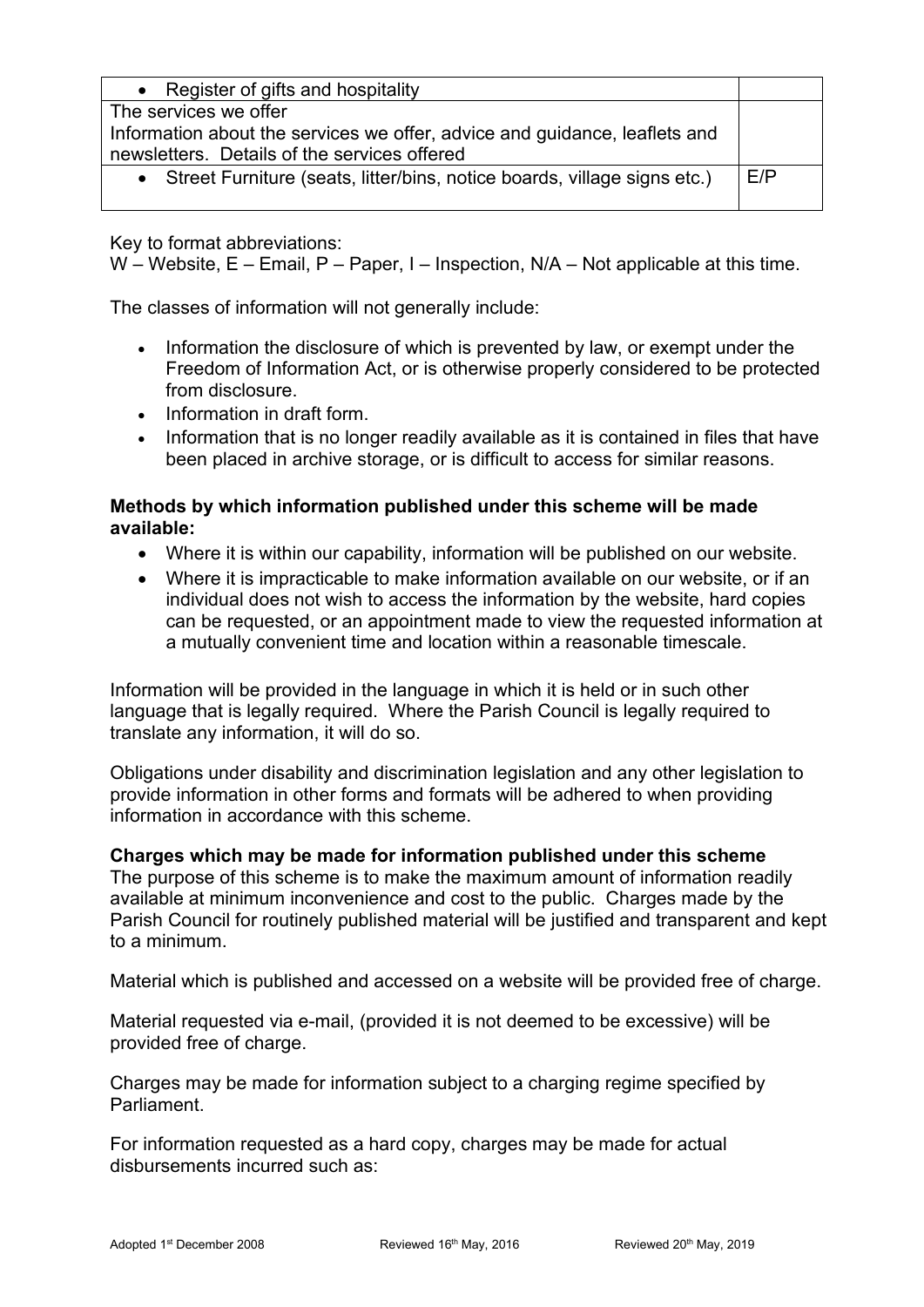| | |
|---|---|
| • Register of gifts and hospitality | |
| The services we offer<br>Information about the services we offer, advice and guidance, leaflets and newsletters. Details of the services offered | |
| • Street Furniture (seats, litter/bins, notice boards, village signs etc.) | E/P |

Key to format abbreviations:
W – Website, E – Email, P – Paper, I – Inspection, N/A – Not applicable at this time.

The classes of information will not generally include:

- Information the disclosure of which is prevented by law, or exempt under the Freedom of Information Act, or is otherwise properly considered to be protected from disclosure.
- Information in draft form.
- Information that is no longer readily available as it is contained in files that have been placed in archive storage, or is difficult to access for similar reasons.

**Methods by which information published under this scheme will be made available:**

- Where it is within our capability, information will be published on our website.
- Where it is impracticable to make information available on our website, or if an individual does not wish to access the information by the website, hard copies can be requested, or an appointment made to view the requested information at a mutually convenient time and location within a reasonable timescale.

Information will be provided in the language in which it is held or in such other language that is legally required. Where the Parish Council is legally required to translate any information, it will do so.

Obligations under disability and discrimination legislation and any other legislation to provide information in other forms and formats will be adhered to when providing information in accordance with this scheme.

**Charges which may be made for information published under this scheme**
The purpose of this scheme is to make the maximum amount of information readily available at minimum inconvenience and cost to the public. Charges made by the Parish Council for routinely published material will be justified and transparent and kept to a minimum.

Material which is published and accessed on a website will be provided free of charge.

Material requested via e-mail, (provided it is not deemed to be excessive) will be provided free of charge.

Charges may be made for information subject to a charging regime specified by Parliament.

For information requested as a hard copy, charges may be made for actual disbursements incurred such as: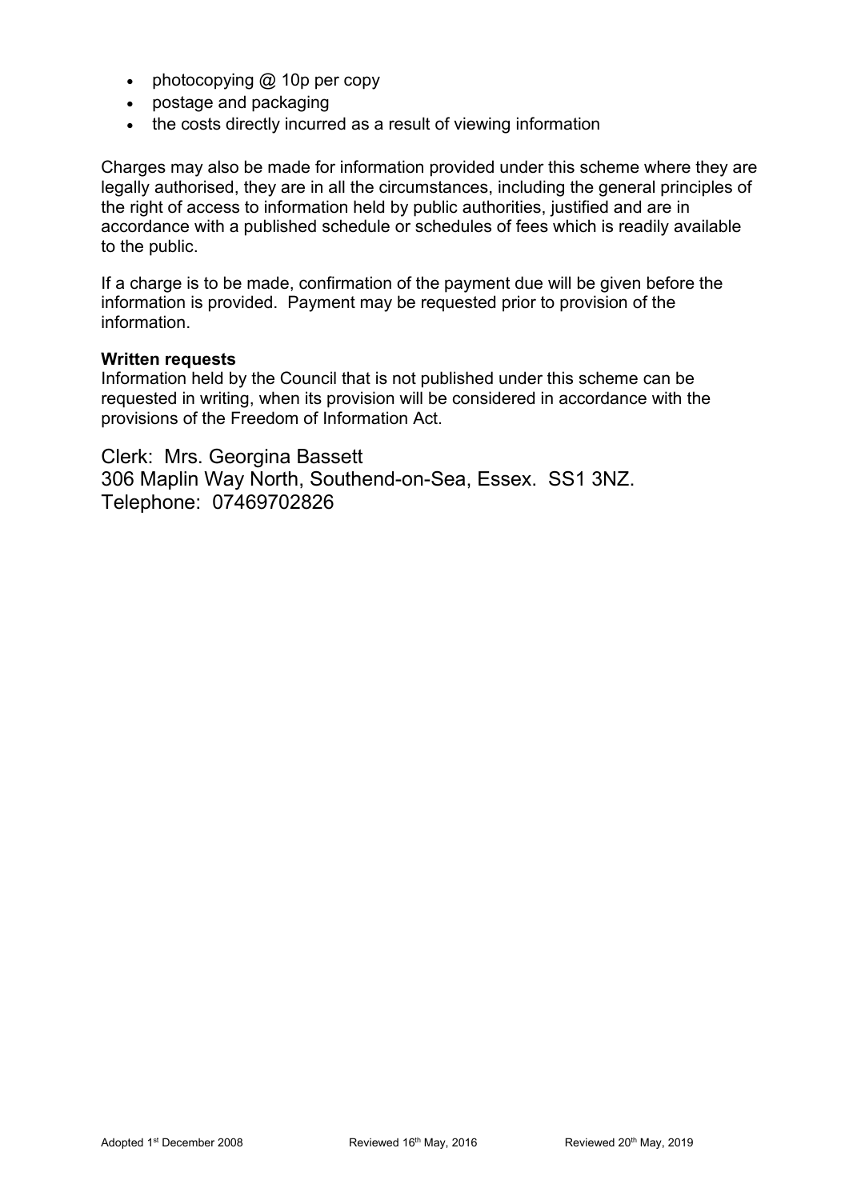- photocopying @ 10p per copy
- postage and packaging
- the costs directly incurred as a result of viewing information

Charges may also be made for information provided under this scheme where they are legally authorised, they are in all the circumstances, including the general principles of the right of access to information held by public authorities, justified and are in accordance with a published schedule or schedules of fees which is readily available to the public.

If a charge is to be made, confirmation of the payment due will be given before the information is provided. Payment may be requested prior to provision of the information.

**Written requests**
Information held by the Council that is not published under this scheme can be requested in writing, when its provision will be considered in accordance with the provisions of the Freedom of Information Act.

Clerk: Mrs. Georgina Bassett
306 Maplin Way North, Southend-on-Sea, Essex. SS1 3NZ.
Telephone: 07469702826

Adopted 1st December 2008 Reviewed 16th May, 2016 Reviewed 20th May, 2019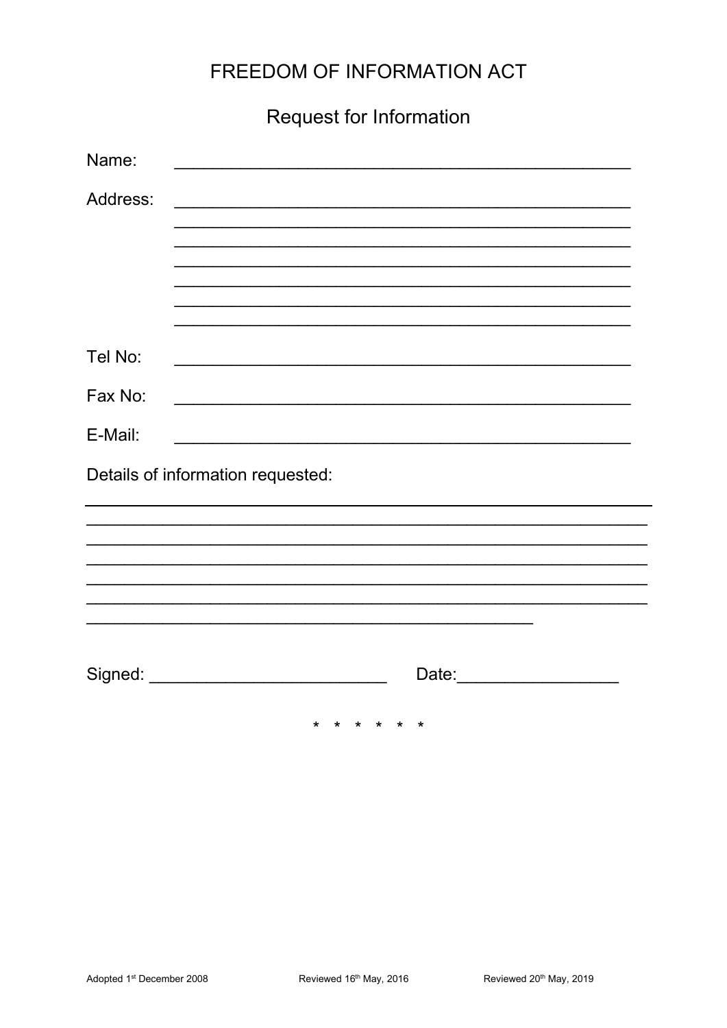# FREEDOM OF INFORMATION ACT

## Request for Information

Name: ________________________________________________

Address: ________________________________________________

________________________________________________

________________________________________________

________________________________________________

________________________________________________

________________________________________________

________________________________________________

Tel No: ________________________________________________

Fax No: ________________________________________________

E-Mail: ________________________________________________

Details of information requested:

____________________________________________________________

____________________________________________________________

____________________________________________________________

____________________________________________________________

____________________________________________________________

____________________________________________________________

______________________________________________

Signed: _________________________ Date:_________________

* * * * * *

Adopted 1st December 2008 Reviewed 16th May, 2016 Reviewed 20th May, 2019